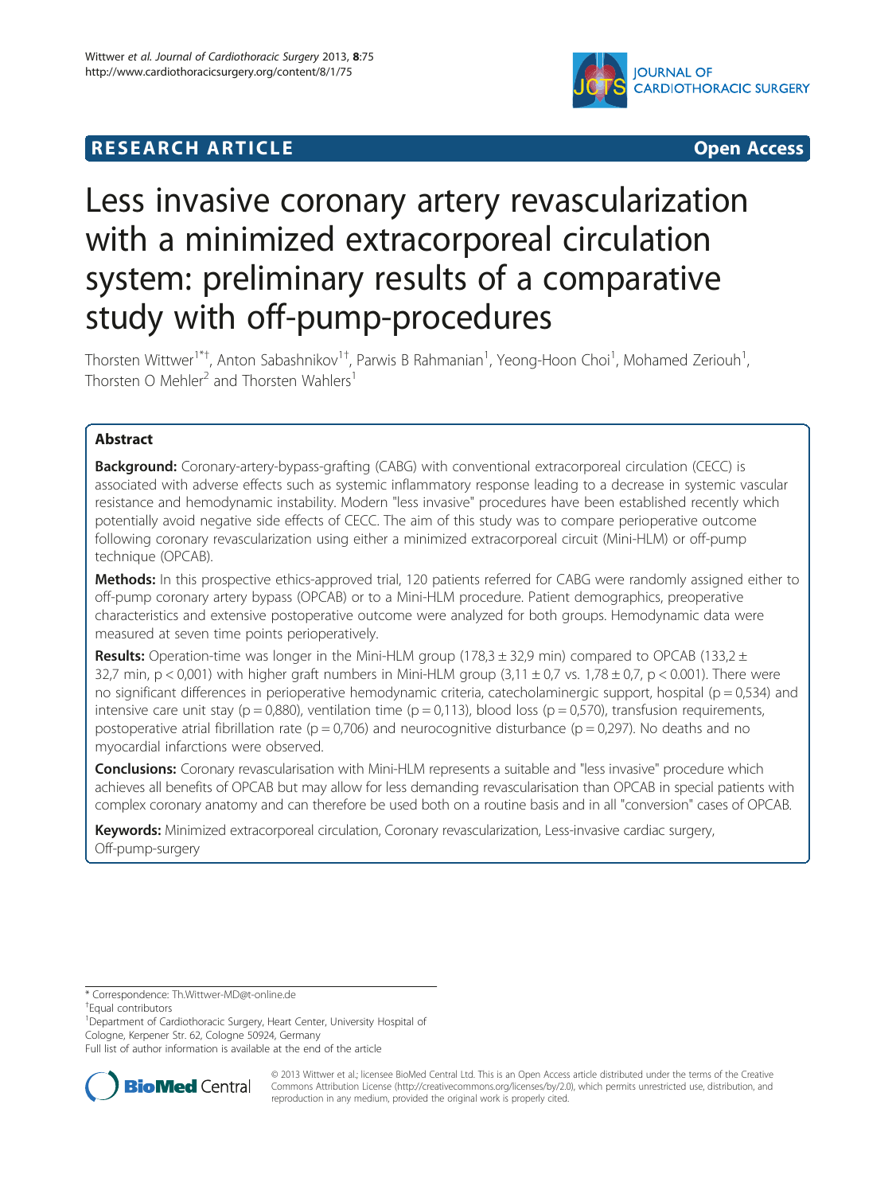**RESEARCH ARTICLE** **Open Access**

# Less invasive coronary artery revascularization with a minimized extracorporeal circulation system: preliminary results of a comparative study with off-pump-procedures

Thorsten Wittwer[1*†], Anton Sabashnikov[1†], Parwis B Rahmanian[1], Yeong-Hoon Choi[1], Mohamed Zeriouh[1], Thorsten O Mehler[2] and Thorsten Wahlers[1]

## Abstract

**Background:** Coronary-artery-bypass-grafting (CABG) with conventional extracorporeal circulation (CECC) is associated with adverse effects such as systemic inflammatory response leading to a decrease in systemic vascular resistance and hemodynamic instability. Modern "less invasive" procedures have been established recently which potentially avoid negative side effects of CECC. The aim of this study was to compare perioperative outcome following coronary revascularization using either a minimized extracorporeal circuit (Mini-HLM) or off-pump technique (OPCAB).

**Methods:** In this prospective ethics-approved trial, 120 patients referred for CABG were randomly assigned either to off-pump coronary artery bypass (OPCAB) or to a Mini-HLM procedure. Patient demographics, preoperative characteristics and extensive postoperative outcome were analyzed for both groups. Hemodynamic data were measured at seven time points perioperatively.

**Results:** Operation-time was longer in the Mini-HLM group (178,3 ± 32,9 min) compared to OPCAB (133,2 ± 32,7 min, $p < 0{,}001$) with higher graft numbers in Mini-HLM group (3,11 ± 0,7 vs. 1,78 ± 0,7, $p < 0.001$). There were no significant differences in perioperative hemodynamic criteria, catecholaminergic support, hospital ($p = 0{,}534$) and intensive care unit stay ($p = 0{,}880$), ventilation time ($p = 0{,}113$), blood loss ($p = 0{,}570$), transfusion requirements, postoperative atrial fibrillation rate ($p = 0{,}706$) and neurocognitive disturbance ($p = 0{,}297$). No deaths and no myocardial infarctions were observed.

**Conclusions:** Coronary revascularisation with Mini-HLM represents a suitable and "less invasive" procedure which achieves all benefits of OPCAB but may allow for less demanding revascularisation than OPCAB in special patients with complex coronary anatomy and can therefore be used both on a routine basis and in all "conversion" cases of OPCAB.

**Keywords:** Minimized extracorporeal circulation, Coronary revascularization, Less-invasive cardiac surgery, Off-pump-surgery

\* Correspondence: Th.Wittwer-MD@t-online.de

†Equal contributors

[1]Department of Cardiothoracic Surgery, Heart Center, University Hospital of Cologne, Kerpener Str. 62, Cologne 50924, Germany

Full list of author information is available at the end of the article

© 2013 Wittwer et al.; licensee BioMed Central Ltd. This is an Open Access article distributed under the terms of the Creative Commons Attribution License (http://creativecommons.org/licenses/by/2.0), which permits unrestricted use, distribution, and reproduction in any medium, provided the original work is properly cited.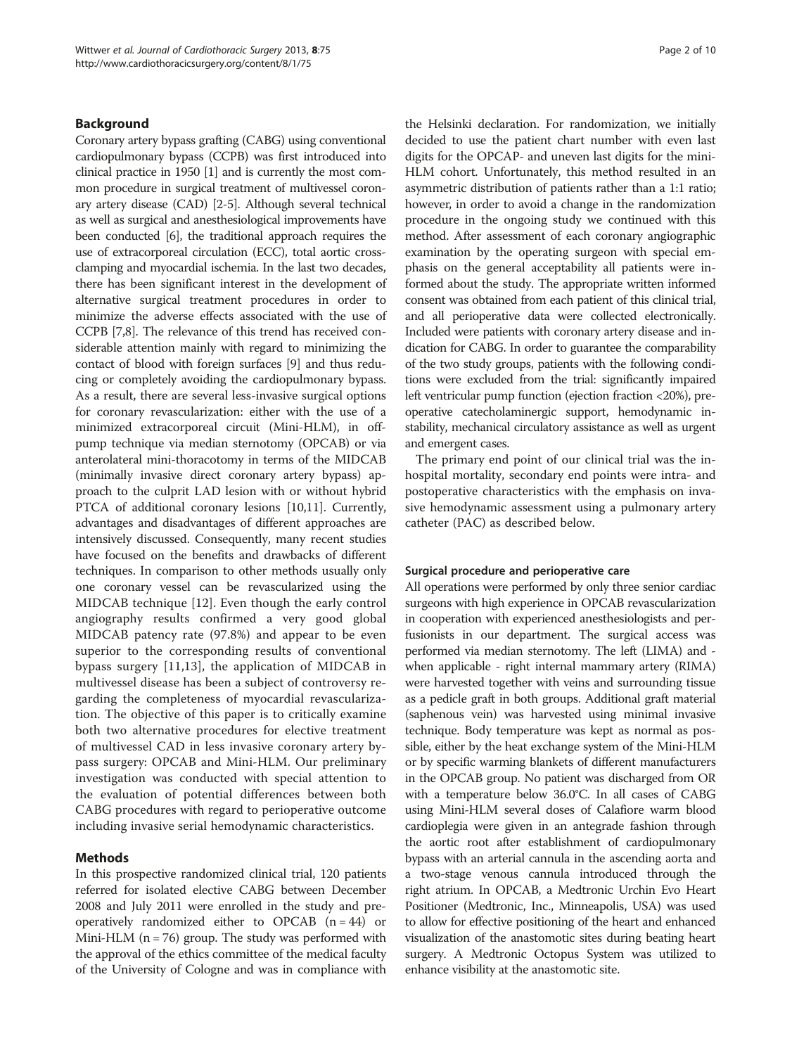## Background

Coronary artery bypass grafting (CABG) using conventional cardiopulmonary bypass (CCPB) was first introduced into clinical practice in 1950 [1] and is currently the most common procedure in surgical treatment of multivessel coronary artery disease (CAD) [2-5]. Although several technical as well as surgical and anesthesiological improvements have been conducted [6], the traditional approach requires the use of extracorporeal circulation (ECC), total aortic cross-clamping and myocardial ischemia. In the last two decades, there has been significant interest in the development of alternative surgical treatment procedures in order to minimize the adverse effects associated with the use of CCPB [7,8]. The relevance of this trend has received considerable attention mainly with regard to minimizing the contact of blood with foreign surfaces [9] and thus reducing or completely avoiding the cardiopulmonary bypass. As a result, there are several less-invasive surgical options for coronary revascularization: either with the use of a minimized extracorporeal circuit (Mini-HLM), in off-pump technique via median sternotomy (OPCAB) or via anterolateral mini-thoracotomy in terms of the MIDCAB (minimally invasive direct coronary artery bypass) approach to the culprit LAD lesion with or without hybrid PTCA of additional coronary lesions [10,11]. Currently, advantages and disadvantages of different approaches are intensively discussed. Consequently, many recent studies have focused on the benefits and drawbacks of different techniques. In comparison to other methods usually only one coronary vessel can be revascularized using the MIDCAB technique [12]. Even though the early control angiography results confirmed a very good global MIDCAB patency rate (97.8%) and appear to be even superior to the corresponding results of conventional bypass surgery [11,13], the application of MIDCAB in multivessel disease has been a subject of controversy regarding the completeness of myocardial revascularization. The objective of this paper is to critically examine both two alternative procedures for elective treatment of multivessel CAD in less invasive coronary artery bypass surgery: OPCAB and Mini-HLM. Our preliminary investigation was conducted with special attention to the evaluation of potential differences between both CABG procedures with regard to perioperative outcome including invasive serial hemodynamic characteristics.

## Methods

In this prospective randomized clinical trial, 120 patients referred for isolated elective CABG between December 2008 and July 2011 were enrolled in the study and preoperatively randomized either to OPCAB (n = 44) or Mini-HLM (n = 76) group. The study was performed with the approval of the ethics committee of the medical faculty of the University of Cologne and was in compliance with the Helsinki declaration. For randomization, we initially decided to use the patient chart number with even last digits for the OPCAP- and uneven last digits for the mini-HLM cohort. Unfortunately, this method resulted in an asymmetric distribution of patients rather than a 1:1 ratio; however, in order to avoid a change in the randomization procedure in the ongoing study we continued with this method. After assessment of each coronary angiographic examination by the operating surgeon with special emphasis on the general acceptability all patients were informed about the study. The appropriate written informed consent was obtained from each patient of this clinical trial, and all perioperative data were collected electronically. Included were patients with coronary artery disease and indication for CABG. In order to guarantee the comparability of the two study groups, patients with the following conditions were excluded from the trial: significantly impaired left ventricular pump function (ejection fraction <20%), preoperative catecholaminergic support, hemodynamic instability, mechanical circulatory assistance as well as urgent and emergent cases.

The primary end point of our clinical trial was the in-hospital mortality, secondary end points were intra- and postoperative characteristics with the emphasis on invasive hemodynamic assessment using a pulmonary artery catheter (PAC) as described below.

### Surgical procedure and perioperative care

All operations were performed by only three senior cardiac surgeons with high experience in OPCAB revascularization in cooperation with experienced anesthesiologists and perfusionists in our department. The surgical access was performed via median sternotomy. The left (LIMA) and - when applicable - right internal mammary artery (RIMA) were harvested together with veins and surrounding tissue as a pedicle graft in both groups. Additional graft material (saphenous vein) was harvested using minimal invasive technique. Body temperature was kept as normal as possible, either by the heat exchange system of the Mini-HLM or by specific warming blankets of different manufacturers in the OPCAB group. No patient was discharged from OR with a temperature below 36.0°C. In all cases of CABG using Mini-HLM several doses of Calafiore warm blood cardioplegia were given in an antegrade fashion through the aortic root after establishment of cardiopulmonary bypass with an arterial cannula in the ascending aorta and a two-stage venous cannula introduced through the right atrium. In OPCAB, a Medtronic Urchin Evo Heart Positioner (Medtronic, Inc., Minneapolis, USA) was used to allow for effective positioning of the heart and enhanced visualization of the anastomotic sites during beating heart surgery. A Medtronic Octopus System was utilized to enhance visibility at the anastomotic site.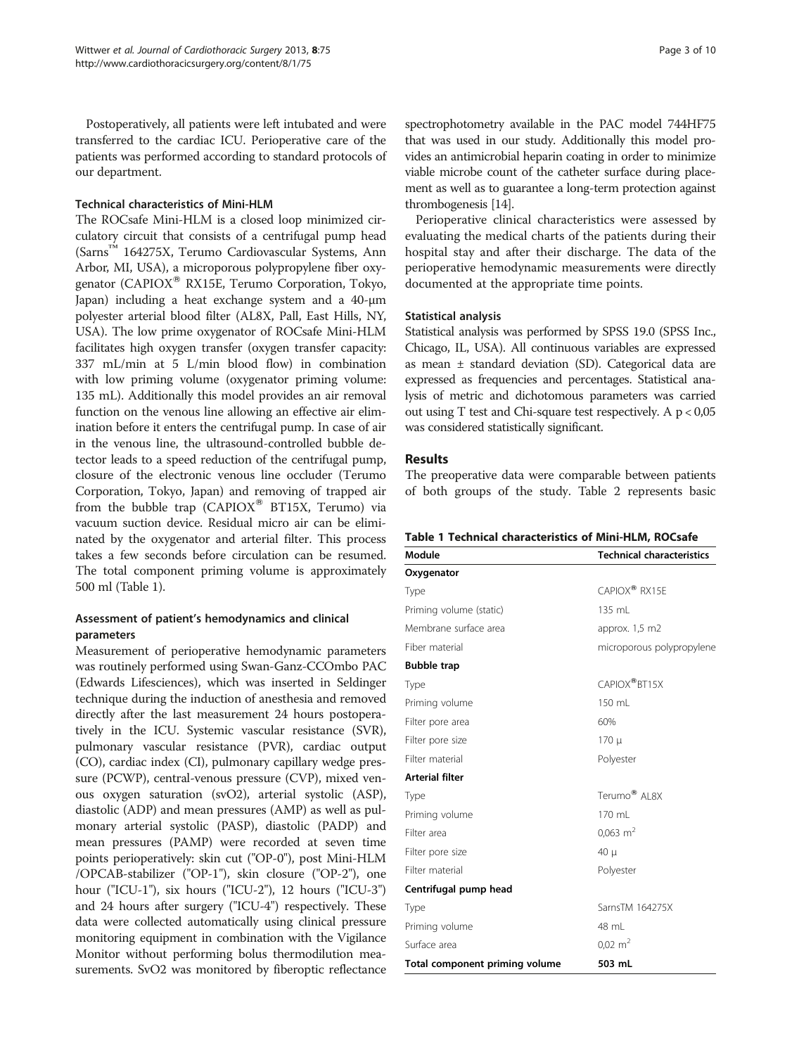Postoperatively, all patients were left intubated and were transferred to the cardiac ICU. Perioperative care of the patients was performed according to standard protocols of our department.

### Technical characteristics of Mini-HLM

The ROCsafe Mini-HLM is a closed loop minimized circulatory circuit that consists of a centrifugal pump head (Sarns™ 164275X, Terumo Cardiovascular Systems, Ann Arbor, MI, USA), a microporous polypropylene fiber oxygenator (CAPIOX® RX15E, Terumo Corporation, Tokyo, Japan) including a heat exchange system and a 40-μm polyester arterial blood filter (AL8X, Pall, East Hills, NY, USA). The low prime oxygenator of ROCsafe Mini-HLM facilitates high oxygen transfer (oxygen transfer capacity: 337 mL/min at 5 L/min blood flow) in combination with low priming volume (oxygenator priming volume: 135 mL). Additionally this model provides an air removal function on the venous line allowing an effective air elimination before it enters the centrifugal pump. In case of air in the venous line, the ultrasound-controlled bubble detector leads to a speed reduction of the centrifugal pump, closure of the electronic venous line occluder (Terumo Corporation, Tokyo, Japan) and removing of trapped air from the bubble trap (CAPIOX® BT15X, Terumo) via vacuum suction device. Residual micro air can be eliminated by the oxygenator and arterial filter. This process takes a few seconds before circulation can be resumed. The total component priming volume is approximately 500 ml (Table 1).

### Assessment of patient's hemodynamics and clinical parameters

Measurement of perioperative hemodynamic parameters was routinely performed using Swan-Ganz-CCOmbo PAC (Edwards Lifesciences), which was inserted in Seldinger technique during the induction of anesthesia and removed directly after the last measurement 24 hours postoperatively in the ICU. Systemic vascular resistance (SVR), pulmonary vascular resistance (PVR), cardiac output (CO), cardiac index (CI), pulmonary capillary wedge pressure (PCWP), central-venous pressure (CVP), mixed venous oxygen saturation (svO2), arterial systolic (ASP), diastolic (ADP) and mean pressures (AMP) as well as pulmonary arterial systolic (PASP), diastolic (PADP) and mean pressures (PAMP) were recorded at seven time points perioperatively: skin cut ("OP-0"), post Mini-HLM /OPCAB-stabilizer ("OP-1"), skin closure ("OP-2"), one hour ("ICU-1"), six hours ("ICU-2"), 12 hours ("ICU-3") and 24 hours after surgery ("ICU-4") respectively. These data were collected automatically using clinical pressure monitoring equipment in combination with the Vigilance Monitor without performing bolus thermodilution measurements. SvO2 was monitored by fiberoptic reflectance spectrophotometry available in the PAC model 744HF75 that was used in our study. Additionally this model provides an antimicrobial heparin coating in order to minimize viable microbe count of the catheter surface during placement as well as to guarantee a long-term protection against thrombogenesis [14].

Perioperative clinical characteristics were assessed by evaluating the medical charts of the patients during their hospital stay and after their discharge. The data of the perioperative hemodynamic measurements were directly documented at the appropriate time points.

### Statistical analysis

Statistical analysis was performed by SPSS 19.0 (SPSS Inc., Chicago, IL, USA). All continuous variables are expressed as mean ± standard deviation (SD). Categorical data are expressed as frequencies and percentages. Statistical analysis of metric and dichotomous parameters was carried out using T test and Chi-square test respectively. A $p < 0{,}05$ was considered statistically significant.

## Results

The preoperative data were comparable between patients of both groups of the study. Table 2 represents basic

**Table 1 Technical characteristics of Mini-HLM, ROCsafe**

| Module | Technical characteristics |
|---|---|
| **Oxygenator** | |
| Type | CAPIOX® RX15E |
| Priming volume (static) | 135 mL |
| Membrane surface area | approx. 1,5 m2 |
| Fiber material | microporous polypropylene |
| **Bubble trap** | |
| Type | CAPIOX®BT15X |
| Priming volume | 150 mL |
| Filter pore area | 60% |
| Filter pore size | 170 μ |
| Filter material | Polyester |
| **Arterial filter** | |
| Type | Terumo® AL8X |
| Priming volume | 170 mL |
| Filter area | 0,063 $m^2$ |
| Filter pore size | 40 μ |
| Filter material | Polyester |
| **Centrifugal pump head** | |
| Type | SarnsTM 164275X |
| Priming volume | 48 mL |
| Surface area | 0,02 $m^2$ |
| **Total component priming volume** | **503 mL** |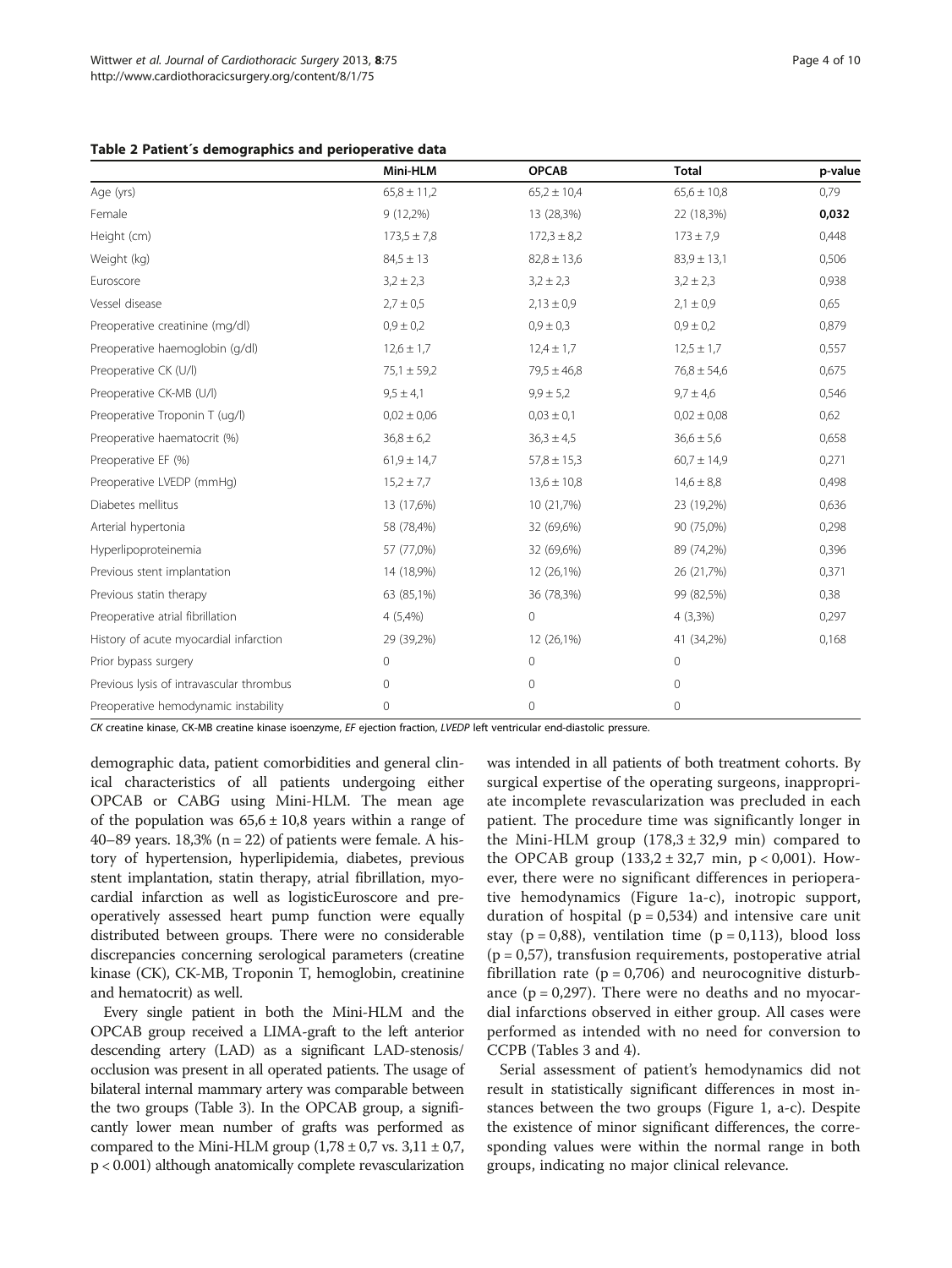**Table 2 Patient´s demographics and perioperative data**

| | Mini-HLM | OPCAB | Total | p-value |
|---|---|---|---|---|
| Age (yrs) | 65,8 ± 11,2 | 65,2 ± 10,4 | 65,6 ± 10,8 | 0,79 |
| Female | 9 (12,2%) | 13 (28,3%) | 22 (18,3%) | **0,032** |
| Height (cm) | 173,5 ± 7,8 | 172,3 ± 8,2 | 173 ± 7,9 | 0,448 |
| Weight (kg) | 84,5 ± 13 | 82,8 ± 13,6 | 83,9 ± 13,1 | 0,506 |
| Euroscore | 3,2 ± 2,3 | 3,2 ± 2,3 | 3,2 ± 2,3 | 0,938 |
| Vessel disease | 2,7 ± 0,5 | 2,13 ± 0,9 | 2,1 ± 0,9 | 0,65 |
| Preoperative creatinine (mg/dl) | 0,9 ± 0,2 | 0,9 ± 0,3 | 0,9 ± 0,2 | 0,879 |
| Preoperative haemoglobin (g/dl) | 12,6 ± 1,7 | 12,4 ± 1,7 | 12,5 ± 1,7 | 0,557 |
| Preoperative CK (U/l) | 75,1 ± 59,2 | 79,5 ± 46,8 | 76,8 ± 54,6 | 0,675 |
| Preoperative CK-MB (U/l) | 9,5 ± 4,1 | 9,9 ± 5,2 | 9,7 ± 4,6 | 0,546 |
| Preoperative Troponin T (ug/l) | 0,02 ± 0,06 | 0,03 ± 0,1 | 0,02 ± 0,08 | 0,62 |
| Preoperative haematocrit (%) | 36,8 ± 6,2 | 36,3 ± 4,5 | 36,6 ± 5,6 | 0,658 |
| Preoperative EF (%) | 61,9 ± 14,7 | 57,8 ± 15,3 | 60,7 ± 14,9 | 0,271 |
| Preoperative LVEDP (mmHg) | 15,2 ± 7,7 | 13,6 ± 10,8 | 14,6 ± 8,8 | 0,498 |
| Diabetes mellitus | 13 (17,6%) | 10 (21,7%) | 23 (19,2%) | 0,636 |
| Arterial hypertonia | 58 (78,4%) | 32 (69,6%) | 90 (75,0%) | 0,298 |
| Hyperlipoproteinemia | 57 (77,0%) | 32 (69,6%) | 89 (74,2%) | 0,396 |
| Previous stent implantation | 14 (18,9%) | 12 (26,1%) | 26 (21,7%) | 0,371 |
| Previous statin therapy | 63 (85,1%) | 36 (78,3%) | 99 (82,5%) | 0,38 |
| Preoperative atrial fibrillation | 4 (5,4%) | 0 | 4 (3,3%) | 0,297 |
| History of acute myocardial infarction | 29 (39,2%) | 12 (26,1%) | 41 (34,2%) | 0,168 |
| Prior bypass surgery | 0 | 0 | 0 | |
| Previous lysis of intravascular thrombus | 0 | 0 | 0 | |
| Preoperative hemodynamic instability | 0 | 0 | 0 | |

*CK* creatine kinase, CK-MB creatine kinase isoenzyme, *EF* ejection fraction, *LVEDP* left ventricular end-diastolic pressure.

demographic data, patient comorbidities and general clinical characteristics of all patients undergoing either OPCAB or CABG using Mini-HLM. The mean age of the population was 65,6 ± 10,8 years within a range of 40–89 years. 18,3% (n = 22) of patients were female. A history of hypertension, hyperlipidemia, diabetes, previous stent implantation, statin therapy, atrial fibrillation, myocardial infarction as well as logisticEuroscore and preoperatively assessed heart pump function were equally distributed between groups. There were no considerable discrepancies concerning serological parameters (creatine kinase (CK), CK-MB, Troponin T, hemoglobin, creatinine and hematocrit) as well.

Every single patient in both the Mini-HLM and the OPCAB group received a LIMA-graft to the left anterior descending artery (LAD) as a significant LAD-stenosis/occlusion was present in all operated patients. The usage of bilateral internal mammary artery was comparable between the two groups (Table 3). In the OPCAB group, a significantly lower mean number of grafts was performed as compared to the Mini-HLM group (1,78 ± 0,7 vs. 3,11 ± 0,7, $p < 0.001$) although anatomically complete revascularization was intended in all patients of both treatment cohorts. By surgical expertise of the operating surgeons, inappropriate incomplete revascularization was precluded in each patient. The procedure time was significantly longer in the Mini-HLM group (178,3 ± 32,9 min) compared to the OPCAB group (133,2 ± 32,7 min, $p < 0{,}001$). However, there were no significant differences in perioperative hemodynamics (Figure 1a-c), inotropic support, duration of hospital ($p = 0{,}534$) and intensive care unit stay ($p = 0{,}88$), ventilation time ($p = 0{,}113$), blood loss ($p = 0{,}57$), transfusion requirements, postoperative atrial fibrillation rate ($p = 0{,}706$) and neurocognitive disturbance ($p = 0{,}297$). There were no deaths and no myocardial infarctions observed in either group. All cases were performed as intended with no need for conversion to CCPB (Tables 3 and 4).

Serial assessment of patient's hemodynamics did not result in statistically significant differences in most instances between the two groups (Figure 1, a-c). Despite the existence of minor significant differences, the corresponding values were within the normal range in both groups, indicating no major clinical relevance.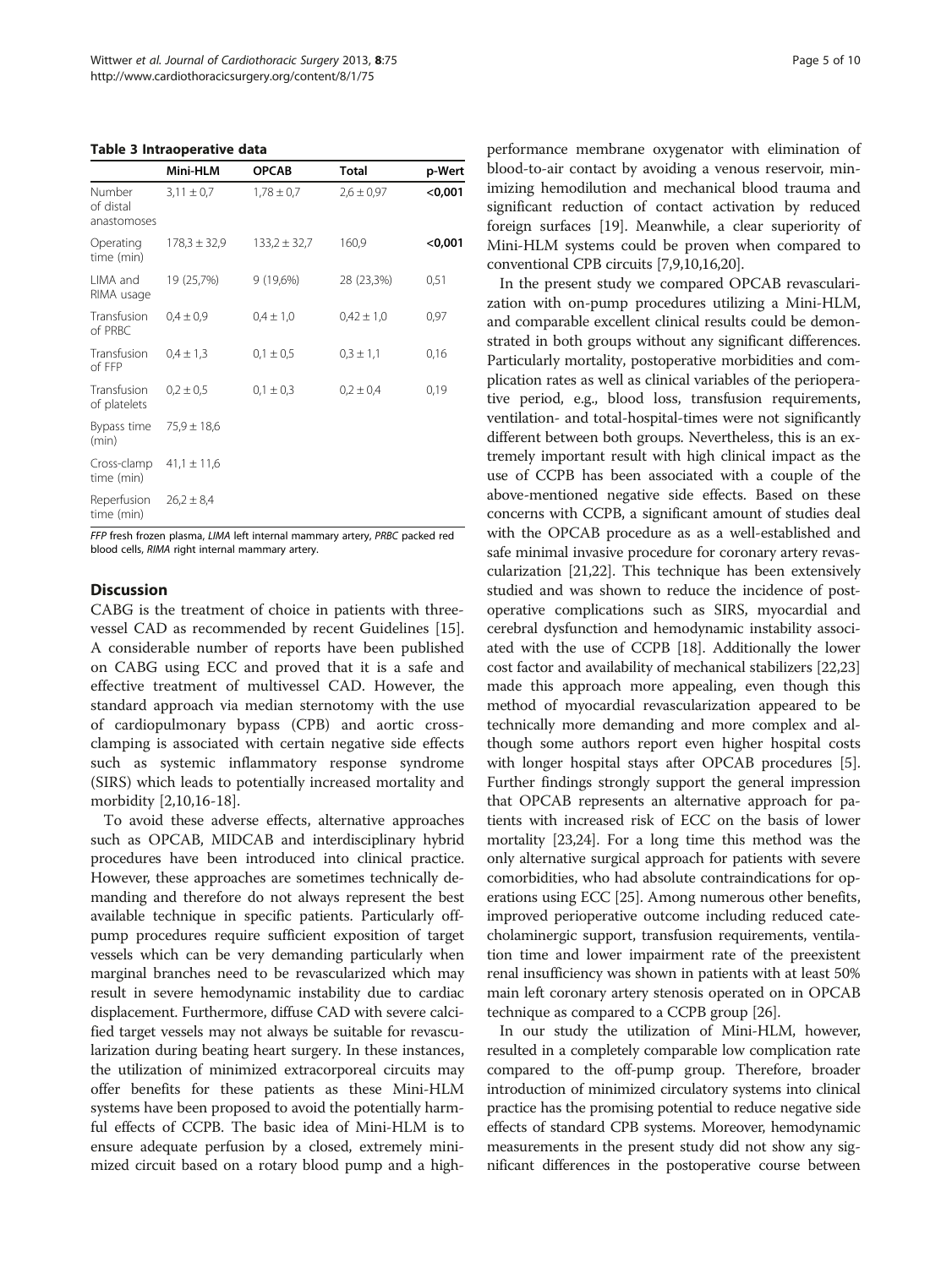**Table 3 Intraoperative data**

| | Mini-HLM | OPCAB | Total | p-Wert |
|---|---|---|---|---|
| Number of distal anastomoses | 3,11 ± 0,7 | 1,78 ± 0,7 | 2,6 ± 0,97 | **<0,001** |
| Operating time (min) | 178,3 ± 32,9 | 133,2 ± 32,7 | 160,9 | **<0,001** |
| LIMA and RIMA usage | 19 (25,7%) | 9 (19,6%) | 28 (23,3%) | 0,51 |
| Transfusion of PRBC | 0,4 ± 0,9 | 0,4 ± 1,0 | 0,42 ± 1,0 | 0,97 |
| Transfusion of FFP | 0,4 ± 1,3 | 0,1 ± 0,5 | 0,3 ± 1,1 | 0,16 |
| Transfusion of platelets | 0,2 ± 0,5 | 0,1 ± 0,3 | 0,2 ± 0,4 | 0,19 |
| Bypass time (min) | 75,9 ± 18,6 | | | |
| Cross-clamp time (min) | 41,1 ± 11,6 | | | |
| Reperfusion time (min) | 26,2 ± 8,4 | | | |

*FFP* fresh frozen plasma, *LIMA* left internal mammary artery, *PRBC* packed red blood cells, *RIMA* right internal mammary artery.

## Discussion

CABG is the treatment of choice in patients with three-vessel CAD as recommended by recent Guidelines [15]. A considerable number of reports have been published on CABG using ECC and proved that it is a safe and effective treatment of multivessel CAD. However, the standard approach via median sternotomy with the use of cardiopulmonary bypass (CPB) and aortic cross-clamping is associated with certain negative side effects such as systemic inflammatory response syndrome (SIRS) which leads to potentially increased mortality and morbidity [2,10,16-18].

To avoid these adverse effects, alternative approaches such as OPCAB, MIDCAB and interdisciplinary hybrid procedures have been introduced into clinical practice. However, these approaches are sometimes technically demanding and therefore do not always represent the best available technique in specific patients. Particularly off-pump procedures require sufficient exposition of target vessels which can be very demanding particularly when marginal branches need to be revascularized which may result in severe hemodynamic instability due to cardiac displacement. Furthermore, diffuse CAD with severe calcified target vessels may not always be suitable for revascularization during beating heart surgery. In these instances, the utilization of minimized extracorporeal circuits may offer benefits for these patients as these Mini-HLM systems have been proposed to avoid the potentially harmful effects of CCPB. The basic idea of Mini-HLM is to ensure adequate perfusion by a closed, extremely minimized circuit based on a rotary blood pump and a high-performance membrane oxygenator with elimination of blood-to-air contact by avoiding a venous reservoir, minimizing hemodilution and mechanical blood trauma and significant reduction of contact activation by reduced foreign surfaces [19]. Meanwhile, a clear superiority of Mini-HLM systems could be proven when compared to conventional CPB circuits [7,9,10,16,20].

In the present study we compared OPCAB revascularization with on-pump procedures utilizing a Mini-HLM, and comparable excellent clinical results could be demonstrated in both groups without any significant differences. Particularly mortality, postoperative morbidities and complication rates as well as clinical variables of the perioperative period, e.g., blood loss, transfusion requirements, ventilation- and total-hospital-times were not significantly different between both groups. Nevertheless, this is an extremely important result with high clinical impact as the use of CCPB has been associated with a couple of the above-mentioned negative side effects. Based on these concerns with CCPB, a significant amount of studies deal with the OPCAB procedure as as a well-established and safe minimal invasive procedure for coronary artery revascularization [21,22]. This technique has been extensively studied and was shown to reduce the incidence of postoperative complications such as SIRS, myocardial and cerebral dysfunction and hemodynamic instability associated with the use of CCPB [18]. Additionally the lower cost factor and availability of mechanical stabilizers [22,23] made this approach more appealing, even though this method of myocardial revascularization appeared to be technically more demanding and more complex and although some authors report even higher hospital costs with longer hospital stays after OPCAB procedures [5]. Further findings strongly support the general impression that OPCAB represents an alternative approach for patients with increased risk of ECC on the basis of lower mortality [23,24]. For a long time this method was the only alternative surgical approach for patients with severe comorbidities, who had absolute contraindications for operations using ECC [25]. Among numerous other benefits, improved perioperative outcome including reduced catecholaminergic support, transfusion requirements, ventilation time and lower impairment rate of the preexistent renal insufficiency was shown in patients with at least 50% main left coronary artery stenosis operated on in OPCAB technique as compared to a CCPB group [26].

In our study the utilization of Mini-HLM, however, resulted in a completely comparable low complication rate compared to the off-pump group. Therefore, broader introduction of minimized circulatory systems into clinical practice has the promising potential to reduce negative side effects of standard CPB systems. Moreover, hemodynamic measurements in the present study did not show any significant differences in the postoperative course between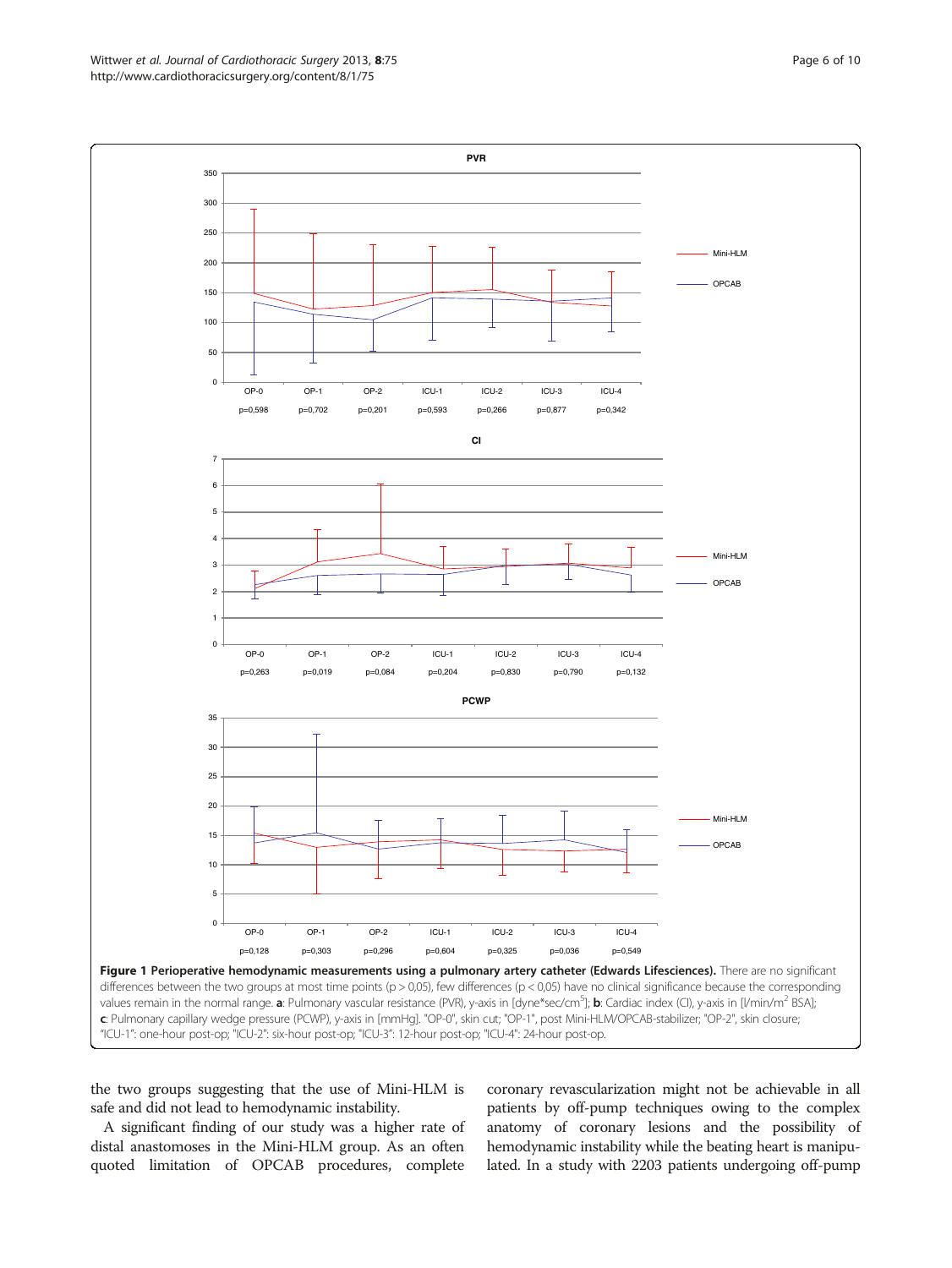**Figure 1 Perioperative hemodynamic measurements using a pulmonary artery catheter (Edwards Lifesciences).** There are no significant differences between the two groups at most time points (p > 0,05), few differences (p < 0,05) have no clinical significance because the corresponding values remain in the normal range. **a**: Pulmonary vascular resistance (PVR), y-axis in [dyne*sec/cm$^5$]; **b**: Cardiac index (CI), y-axis in [l/min/m$^2$ BSA]; **c**: Pulmonary capillary wedge pressure (PCWP), y-axis in [mmHg]. "OP-0", skin cut; "OP-1", post Mini-HLM/OPCAB-stabilizer; "OP-2", skin closure; "ICU-1": one-hour post-op; "ICU-2": six-hour post-op; "ICU-3": 12-hour post-op; "ICU-4": 24-hour post-op.

the two groups suggesting that the use of Mini-HLM is safe and did not lead to hemodynamic instability.

A significant finding of our study was a higher rate of distal anastomoses in the Mini-HLM group. As an often quoted limitation of OPCAB procedures, complete coronary revascularization might not be achievable in all patients by off-pump techniques owing to the complex anatomy of coronary lesions and the possibility of hemodynamic instability while the beating heart is manipulated. In a study with 2203 patients undergoing off-pump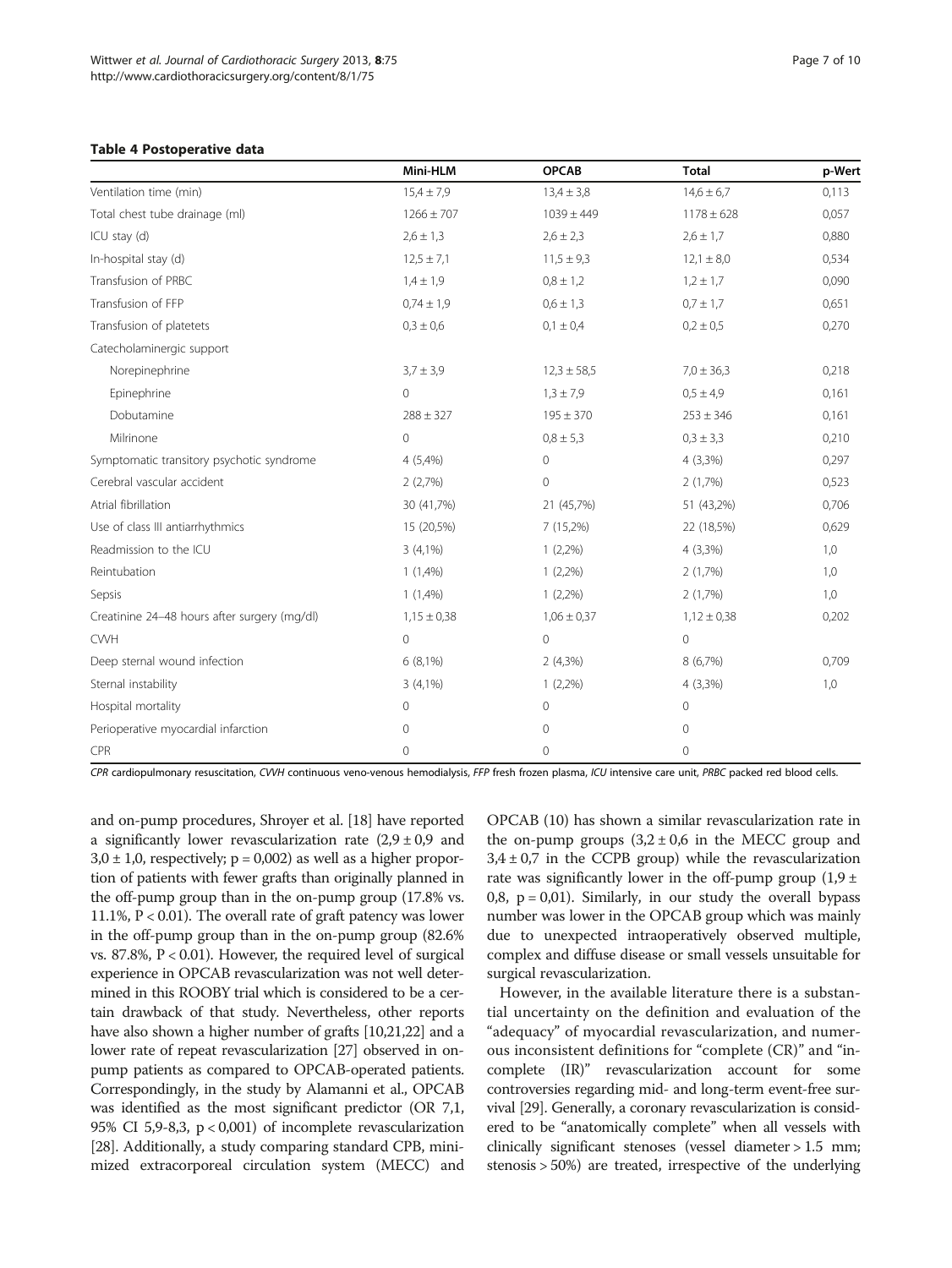**Table 4 Postoperative data**

| | Mini-HLM | OPCAB | Total | p-Wert |
|---|---|---|---|---|
| Ventilation time (min) | 15,4 ± 7,9 | 13,4 ± 3,8 | 14,6 ± 6,7 | 0,113 |
| Total chest tube drainage (ml) | 1266 ± 707 | 1039 ± 449 | 1178 ± 628 | 0,057 |
| ICU stay (d) | 2,6 ± 1,3 | 2,6 ± 2,3 | 2,6 ± 1,7 | 0,880 |
| In-hospital stay (d) | 12,5 ± 7,1 | 11,5 ± 9,3 | 12,1 ± 8,0 | 0,534 |
| Transfusion of PRBC | 1,4 ± 1,9 | 0,8 ± 1,2 | 1,2 ± 1,7 | 0,090 |
| Transfusion of FFP | 0,74 ± 1,9 | 0,6 ± 1,3 | 0,7 ± 1,7 | 0,651 |
| Transfusion of platetets | 0,3 ± 0,6 | 0,1 ± 0,4 | 0,2 ± 0,5 | 0,270 |
| Catecholaminergic support | | | | |
| Norepinephrine | 3,7 ± 3,9 | 12,3 ± 58,5 | 7,0 ± 36,3 | 0,218 |
| Epinephrine | 0 | 1,3 ± 7,9 | 0,5 ± 4,9 | 0,161 |
| Dobutamine | 288 ± 327 | 195 ± 370 | 253 ± 346 | 0,161 |
| Milrinone | 0 | 0,8 ± 5,3 | 0,3 ± 3,3 | 0,210 |
| Symptomatic transitory psychotic syndrome | 4 (5,4%) | 0 | 4 (3,3%) | 0,297 |
| Cerebral vascular accident | 2 (2,7%) | 0 | 2 (1,7%) | 0,523 |
| Atrial fibrillation | 30 (41,7%) | 21 (45,7%) | 51 (43,2%) | 0,706 |
| Use of class III antiarrhythmics | 15 (20,5%) | 7 (15,2%) | 22 (18,5%) | 0,629 |
| Readmission to the ICU | 3 (4,1%) | 1 (2,2%) | 4 (3,3%) | 1,0 |
| Reintubation | 1 (1,4%) | 1 (2,2%) | 2 (1,7%) | 1,0 |
| Sepsis | 1 (1,4%) | 1 (2,2%) | 2 (1,7%) | 1,0 |
| Creatinine 24–48 hours after surgery (mg/dl) | 1,15 ± 0,38 | 1,06 ± 0,37 | 1,12 ± 0,38 | 0,202 |
| CVVH | 0 | 0 | 0 | |
| Deep sternal wound infection | 6 (8,1%) | 2 (4,3%) | 8 (6,7%) | 0,709 |
| Sternal instability | 3 (4,1%) | 1 (2,2%) | 4 (3,3%) | 1,0 |
| Hospital mortality | 0 | 0 | 0 | |
| Perioperative myocardial infarction | 0 | 0 | 0 | |
| CPR | 0 | 0 | 0 | |

*CPR* cardiopulmonary resuscitation, *CVVH* continuous veno-venous hemodialysis, *FFP* fresh frozen plasma, *ICU* intensive care unit, *PRBC* packed red blood cells.

and on-pump procedures, Shroyer et al. [18] have reported a significantly lower revascularization rate (2,9 ± 0,9 and 3,0 ± 1,0, respectively; p = 0,002) as well as a higher proportion of patients with fewer grafts than originally planned in the off-pump group than in the on-pump group (17.8% vs. 11.1%, P < 0.01). The overall rate of graft patency was lower in the off-pump group than in the on-pump group (82.6% vs. 87.8%, P < 0.01). However, the required level of surgical experience in OPCAB revascularization was not well determined in this ROOBY trial which is considered to be a certain drawback of that study. Nevertheless, other reports have also shown a higher number of grafts [10,21,22] and a lower rate of repeat revascularization [27] observed in on-pump patients as compared to OPCAB-operated patients. Correspondingly, in the study by Alamanni et al., OPCAB was identified as the most significant predictor (OR 7,1, 95% CI 5,9-8,3, p < 0,001) of incomplete revascularization [28]. Additionally, a study comparing standard CPB, minimized extracorporeal circulation system (MECC) and OPCAB (10) has shown a similar revascularization rate in the on-pump groups (3,2 ± 0,6 in the MECC group and 3,4 ± 0,7 in the CCPB group) while the revascularization rate was significantly lower in the off-pump group (1,9 ± 0,8, p = 0,01). Similarly, in our study the overall bypass number was lower in the OPCAB group which was mainly due to unexpected intraoperatively observed multiple, complex and diffuse disease or small vessels unsuitable for surgical revascularization.

However, in the available literature there is a substantial uncertainty on the definition and evaluation of the "adequacy" of myocardial revascularization, and numerous inconsistent definitions for "complete (CR)" and "incomplete (IR)" revascularization account for some controversies regarding mid- and long-term event-free survival [29]. Generally, a coronary revascularization is considered to be "anatomically complete" when all vessels with clinically significant stenoses (vessel diameter > 1.5 mm; stenosis > 50%) are treated, irrespective of the underlying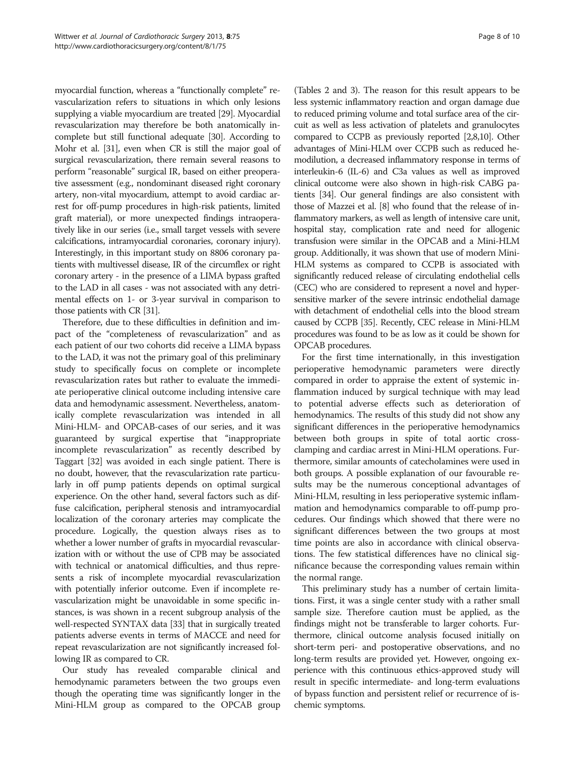myocardial function, whereas a "functionally complete" revascularization refers to situations in which only lesions supplying a viable myocardium are treated [29]. Myocardial revascularization may therefore be both anatomically incomplete but still functional adequate [30]. According to Mohr et al. [31], even when CR is still the major goal of surgical revascularization, there remain several reasons to perform "reasonable" surgical IR, based on either preoperative assessment (e.g., nondominant diseased right coronary artery, non-vital myocardium, attempt to avoid cardiac arrest for off-pump procedures in high-risk patients, limited graft material), or more unexpected findings intraoperatively like in our series (i.e., small target vessels with severe calcifications, intramyocardial coronaries, coronary injury). Interestingly, in this important study on 8806 coronary patients with multivessel disease, IR of the circumflex or right coronary artery - in the presence of a LIMA bypass grafted to the LAD in all cases - was not associated with any detrimental effects on 1- or 3-year survival in comparison to those patients with CR [31].

Therefore, due to these difficulties in definition and impact of the "completeness of revascularization" and as each patient of our two cohorts did receive a LIMA bypass to the LAD, it was not the primary goal of this preliminary study to specifically focus on complete or incomplete revascularization rates but rather to evaluate the immediate perioperative clinical outcome including intensive care data and hemodynamic assessment. Nevertheless, anatomically complete revascularization was intended in all Mini-HLM- and OPCAB-cases of our series, and it was guaranteed by surgical expertise that "inappropriate incomplete revascularization" as recently described by Taggart [32] was avoided in each single patient. There is no doubt, however, that the revascularization rate particularly in off pump patients depends on optimal surgical experience. On the other hand, several factors such as diffuse calcification, peripheral stenosis and intramyocardial localization of the coronary arteries may complicate the procedure. Logically, the question always rises as to whether a lower number of grafts in myocardial revascularization with or without the use of CPB may be associated with technical or anatomical difficulties, and thus represents a risk of incomplete myocardial revascularization with potentially inferior outcome. Even if incomplete revascularization might be unavoidable in some specific instances, is was shown in a recent subgroup analysis of the well-respected SYNTAX data [33] that in surgically treated patients adverse events in terms of MACCE and need for repeat revascularization are not significantly increased following IR as compared to CR.

Our study has revealed comparable clinical and hemodynamic parameters between the two groups even though the operating time was significantly longer in the Mini-HLM group as compared to the OPCAB group (Tables 2 and 3). The reason for this result appears to be less systemic inflammatory reaction and organ damage due to reduced priming volume and total surface area of the circuit as well as less activation of platelets and granulocytes compared to CCPB as previously reported [2,8,10]. Other advantages of Mini-HLM over CCPB such as reduced hemodilution, a decreased inflammatory response in terms of interleukin-6 (IL-6) and C3a values as well as improved clinical outcome were also shown in high-risk CABG patients [34]. Our general findings are also consistent with those of Mazzei et al. [8] who found that the release of inflammatory markers, as well as length of intensive care unit, hospital stay, complication rate and need for allogenic transfusion were similar in the OPCAB and a Mini-HLM group. Additionally, it was shown that use of modern Mini-HLM systems as compared to CCPB is associated with significantly reduced release of circulating endothelial cells (CEC) who are considered to represent a novel and hypersensitive marker of the severe intrinsic endothelial damage with detachment of endothelial cells into the blood stream caused by CCPB [35]. Recently, CEC release in Mini-HLM procedures was found to be as low as it could be shown for OPCAB procedures.

For the first time internationally, in this investigation perioperative hemodynamic parameters were directly compared in order to appraise the extent of systemic inflammation induced by surgical technique with may lead to potential adverse effects such as deterioration of hemodynamics. The results of this study did not show any significant differences in the perioperative hemodynamics between both groups in spite of total aortic cross-clamping and cardiac arrest in Mini-HLM operations. Furthermore, similar amounts of catecholamines were used in both groups. A possible explanation of our favourable results may be the numerous conceptional advantages of Mini-HLM, resulting in less perioperative systemic inflammation and hemodynamics comparable to off-pump procedures. Our findings which showed that there were no significant differences between the two groups at most time points are also in accordance with clinical observations. The few statistical differences have no clinical significance because the corresponding values remain within the normal range.

This preliminary study has a number of certain limitations. First, it was a single center study with a rather small sample size. Therefore caution must be applied, as the findings might not be transferable to larger cohorts. Furthermore, clinical outcome analysis focused initially on short-term peri- and postoperative observations, and no long-term results are provided yet. However, ongoing experience with this continuous ethics-approved study will result in specific intermediate- and long-term evaluations of bypass function and persistent relief or recurrence of ischemic symptoms.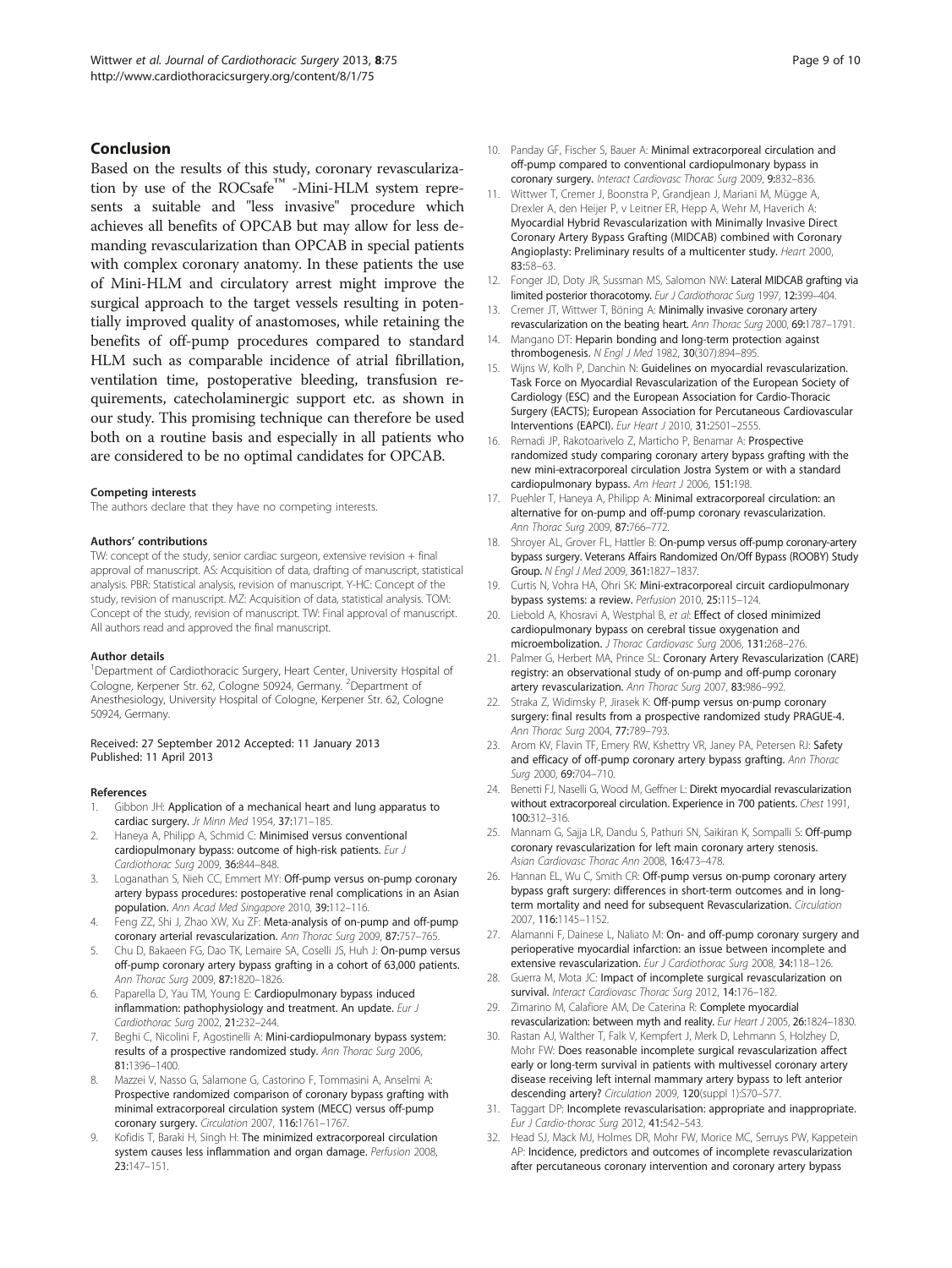## Conclusion

Based on the results of this study, coronary revascularization by use of the ROCsafe™ -Mini-HLM system represents a suitable and "less invasive" procedure which achieves all benefits of OPCAB but may allow for less demanding revascularization than OPCAB in special patients with complex coronary anatomy. In these patients the use of Mini-HLM and circulatory arrest might improve the surgical approach to the target vessels resulting in potentially improved quality of anastomoses, while retaining the benefits of off-pump procedures compared to standard HLM such as comparable incidence of atrial fibrillation, ventilation time, postoperative bleeding, transfusion requirements, catecholaminergic support etc. as shown in our study. This promising technique can therefore be used both on a routine basis and especially in all patients who are considered to be no optimal candidates for OPCAB.

#### Competing interests

The authors declare that they have no competing interests.

#### Authors' contributions

TW: concept of the study, senior cardiac surgeon, extensive revision + final approval of manuscript. AS: Acquisition of data, drafting of manuscript, statistical analysis. PBR: Statistical analysis, revision of manuscript. Y-HC: Concept of the study, revision of manuscript. MZ: Acquisition of data, statistical analysis. TOM: Concept of the study, revision of manuscript. TW: Final approval of manuscript. All authors read and approved the final manuscript.

#### Author details

[1]Department of Cardiothoracic Surgery, Heart Center, University Hospital of Cologne, Kerpener Str. 62, Cologne 50924, Germany. [2]Department of Anesthesiology, University Hospital of Cologne, Kerpener Str. 62, Cologne 50924, Germany.

Received: 27 September 2012 Accepted: 11 January 2013
Published: 11 April 2013

#### References

1. Gibbon JH: **Application of a mechanical heart and lung apparatus to cardiac surgery.** *Jr Minn Med* 1954, **37:**171–185.
2. Haneya A, Philipp A, Schmid C: **Minimised versus conventional cardiopulmonary bypass: outcome of high-risk patients.** *Eur J Cardiothorac Surg* 2009, **36:**844–848.
3. Loganathan S, Nieh CC, Emmert MY: **Off-pump versus on-pump coronary artery bypass procedures: postoperative renal complications in an Asian population.** *Ann Acad Med Singapore* 2010, **39:**112–116.
4. Feng ZZ, Shi J, Zhao XW, Xu ZF: **Meta-analysis of on-pump and off-pump coronary arterial revascularization.** *Ann Thorac Surg* 2009, **87:**757–765.
5. Chu D, Bakaeen FG, Dao TK, Lemaire SA, Coselli JS, Huh J: **On-pump versus off-pump coronary artery bypass grafting in a cohort of 63,000 patients.** *Ann Thorac Surg* 2009, **87:**1820–1826.
6. Paparella D, Yau TM, Young E: **Cardiopulmonary bypass induced inflammation: pathophysiology and treatment. An update.** *Eur J Cardiothorac Surg* 2002, **21:**232–244.
7. Beghi C, Nicolini F, Agostinelli A: **Mini-cardiopulmonary bypass system: results of a prospective randomized study.** *Ann Thorac Surg* 2006, **81:**1396–1400.
8. Mazzei V, Nasso G, Salamone G, Castorino F, Tommasini A, Anselmi A: **Prospective randomized comparison of coronary bypass grafting with minimal extracorporeal circulation system (MECC) versus off-pump coronary surgery.** *Circulation* 2007, **116:**1761–1767.
9. Kofidis T, Baraki H, Singh H: **The minimized extracorporeal circulation system causes less inflammation and organ damage.** *Perfusion* 2008, **23:**147–151.
10. Panday GF, Fischer S, Bauer A: **Minimal extracorporeal circulation and off-pump compared to conventional cardiopulmonary bypass in coronary surgery.** *Interact Cardiovasc Thorac Surg* 2009, **9:**832–836.
11. Wittwer T, Cremer J, Boonstra P, Grandjean J, Mariani M, Mügge A, Drexler A, den Heijer P, v Leitner ER, Hepp A, Wehr M, Haverich A: **Myocardial Hybrid Revascularization with Minimally Invasive Direct Coronary Artery Bypass Grafting (MIDCAB) combined with Coronary Angioplasty: Preliminary results of a multicenter study.** *Heart* 2000, **83:**58–63.
12. Fonger JD, Doty JR, Sussman MS, Salomon NW: **Lateral MIDCAB grafting via limited posterior thoracotomy.** *Eur J Cardiothorac Surg* 1997, **12:**399–404.
13. Cremer JT, Wittwer T, Böning A: **Minimally invasive coronary artery revascularization on the beating heart.** *Ann Thorac Surg* 2000, **69:**1787–1791.
14. Mangano DT: **Heparin bonding and long-term protection against thrombogenesis.** *N Engl J Med* 1982, **30**(307)**:**894–895.
15. Wijns W, Kolh P, Danchin N: **Guidelines on myocardial revascularization. Task Force on Myocardial Revascularization of the European Society of Cardiology (ESC) and the European Association for Cardio-Thoracic Surgery (EACTS); European Association for Percutaneous Cardiovascular Interventions (EAPCI).** *Eur Heart J* 2010, **31:**2501–2555.
16. Remadi JP, Rakotoarivelo Z, Marticho P, Benamar A: **Prospective randomized study comparing coronary artery bypass grafting with the new mini-extracorporeal circulation Jostra System or with a standard cardiopulmonary bypass.** *Am Heart J* 2006, **151:**198.
17. Puehler T, Haneya A, Philipp A: **Minimal extracorporeal circulation: an alternative for on-pump and off-pump coronary revascularization.** *Ann Thorac Surg* 2009, **87:**766–772.
18. Shroyer AL, Grover FL, Hattler B: **On-pump versus off-pump coronary-artery bypass surgery. Veterans Affairs Randomized On/Off Bypass (ROOBY) Study Group.** *N Engl J Med* 2009, **361:**1827–1837.
19. Curtis N, Vohra HA, Ohri SK: **Mini-extracorporeal circuit cardiopulmonary bypass systems: a review.** *Perfusion* 2010, **25:**115–124.
20. Liebold A, Khosravi A, Westphal B, *et al*: **Effect of closed minimized cardiopulmonary bypass on cerebral tissue oxygenation and microembolization.** *J Thorac Cardiovasc Surg* 2006, **131:**268–276.
21. Palmer G, Herbert MA, Prince SL: **Coronary Artery Revascularization (CARE) registry: an observational study of on-pump and off-pump coronary artery revascularization.** *Ann Thorac Surg* 2007, **83:**986–992.
22. Straka Z, Widimsky P, Jirasek K: **Off-pump versus on-pump coronary surgery: final results from a prospective randomized study PRAGUE-4.** *Ann Thorac Surg* 2004, **77:**789–793.
23. Arom KV, Flavin TF, Emery RW, Kshettry VR, Janey PA, Petersen RJ: **Safety and efficacy of off-pump coronary artery bypass grafting.** *Ann Thorac Surg* 2000, **69:**704–710.
24. Benetti FJ, Naselli G, Wood M, Geffner L: **Direkt myocardial revascularization without extracorporeal circulation. Experience in 700 patients.** *Chest* 1991, **100:**312–316.
25. Mannam G, Sajja LR, Dandu S, Pathuri SN, Saikiran K, Sompalli S: **Off-pump coronary revascularization for left main coronary artery stenosis.** *Asian Cardiovasc Thorac Ann* 2008, **16:**473–478.
26. Hannan EL, Wu C, Smith CR: **Off-pump versus on-pump coronary artery bypass graft surgery: differences in short-term outcomes and in long-term mortality and need for subsequent Revascularization.** *Circulation* 2007, **116:**1145–1152.
27. Alamanni F, Dainese L, Naliato M: **On- and off-pump coronary surgery and perioperative myocardial infarction: an issue between incomplete and extensive revascularization.** *Eur J Cardiothorac Surg* 2008, **34:**118–126.
28. Guerra M, Mota JC: **Impact of incomplete surgical revascularization on survival.** *Interact Cardiovasc Thorac Surg* 2012, **14:**176–182.
29. Zimarino M, Calafiore AM, De Caterina R: **Complete myocardial revascularization: between myth and reality.** *Eur Heart J* 2005, **26:**1824–1830.
30. Rastan AJ, Walther T, Falk V, Kempfert J, Merk D, Lehmann S, Holzhey D, Mohr FW: **Does reasonable incomplete surgical revascularization affect early or long-term survival in patients with multivessel coronary artery disease receiving left internal mammary artery bypass to left anterior descending artery?** *Circulation* 2009, **120**(suppl 1)**:**S70–S77.
31. Taggart DP: **Incomplete revascularisation: appropriate and inappropriate.** *Eur J Cardio-thorac Surg* 2012, **41:**542–543.
32. Head SJ, Mack MJ, Holmes DR, Mohr FW, Morice MC, Serruys PW, Kappetein AP: **Incidence, predictors and outcomes of incomplete revascularization after percutaneous coronary intervention and coronary artery bypass**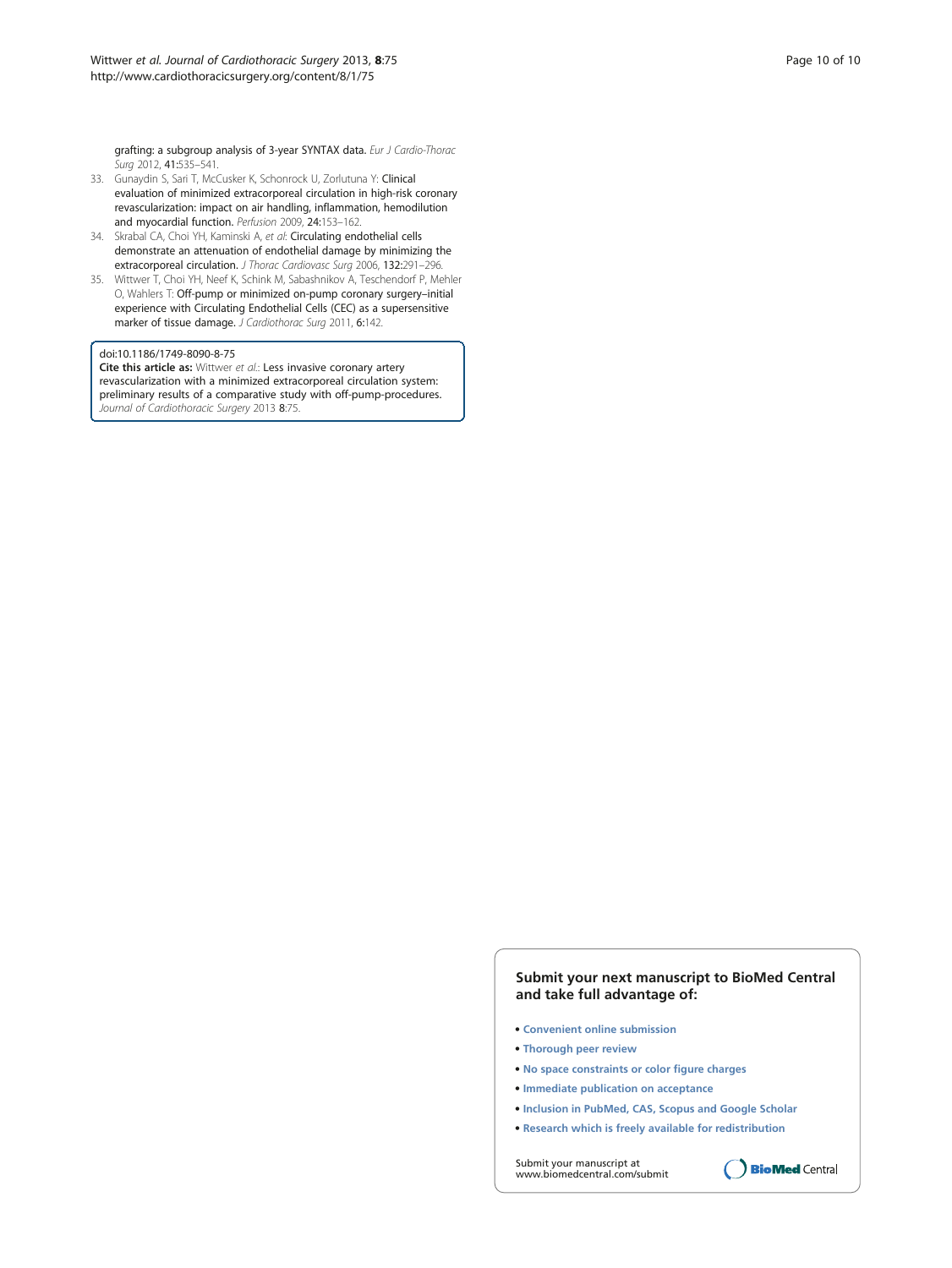grafting: a subgroup analysis of 3-year SYNTAX data. *Eur J Cardio-Thorac Surg* 2012, **41**:535–541.

33. Gunaydin S, Sari T, McCusker K, Schonrock U, Zorlutuna Y: **Clinical evaluation of minimized extracorporeal circulation in high-risk coronary revascularization: impact on air handling, inflammation, hemodilution and myocardial function.** *Perfusion* 2009, **24**:153–162.
34. Skrabal CA, Choi YH, Kaminski A, *et al*: **Circulating endothelial cells demonstrate an attenuation of endothelial damage by minimizing the extracorporeal circulation.** *J Thorac Cardiovasc Surg* 2006, **132**:291–296.
35. Wittwer T, Choi YH, Neef K, Schink M, Sabashnikov A, Teschendorf P, Mehler O, Wahlers T: **Off-pump or minimized on-pump coronary surgery–initial experience with Circulating Endothelial Cells (CEC) as a supersensitive marker of tissue damage.** *J Cardiothorac Surg* 2011, **6**:142.

doi:10.1186/1749-8090-8-75

**Cite this article as:** Wittwer *et al.*: Less invasive coronary artery revascularization with a minimized extracorporeal circulation system: preliminary results of a comparative study with off-pump-procedures. *Journal of Cardiothoracic Surgery* 2013 **8**:75.

**Submit your next manuscript to BioMed Central and take full advantage of:**

- **Convenient online submission**
- **Thorough peer review**
- **No space constraints or color figure charges**
- **Immediate publication on acceptance**
- **Inclusion in PubMed, CAS, Scopus and Google Scholar**
- **Research which is freely available for redistribution**

Submit your manuscript at
www.biomedcentral.com/submit

BioMed Central